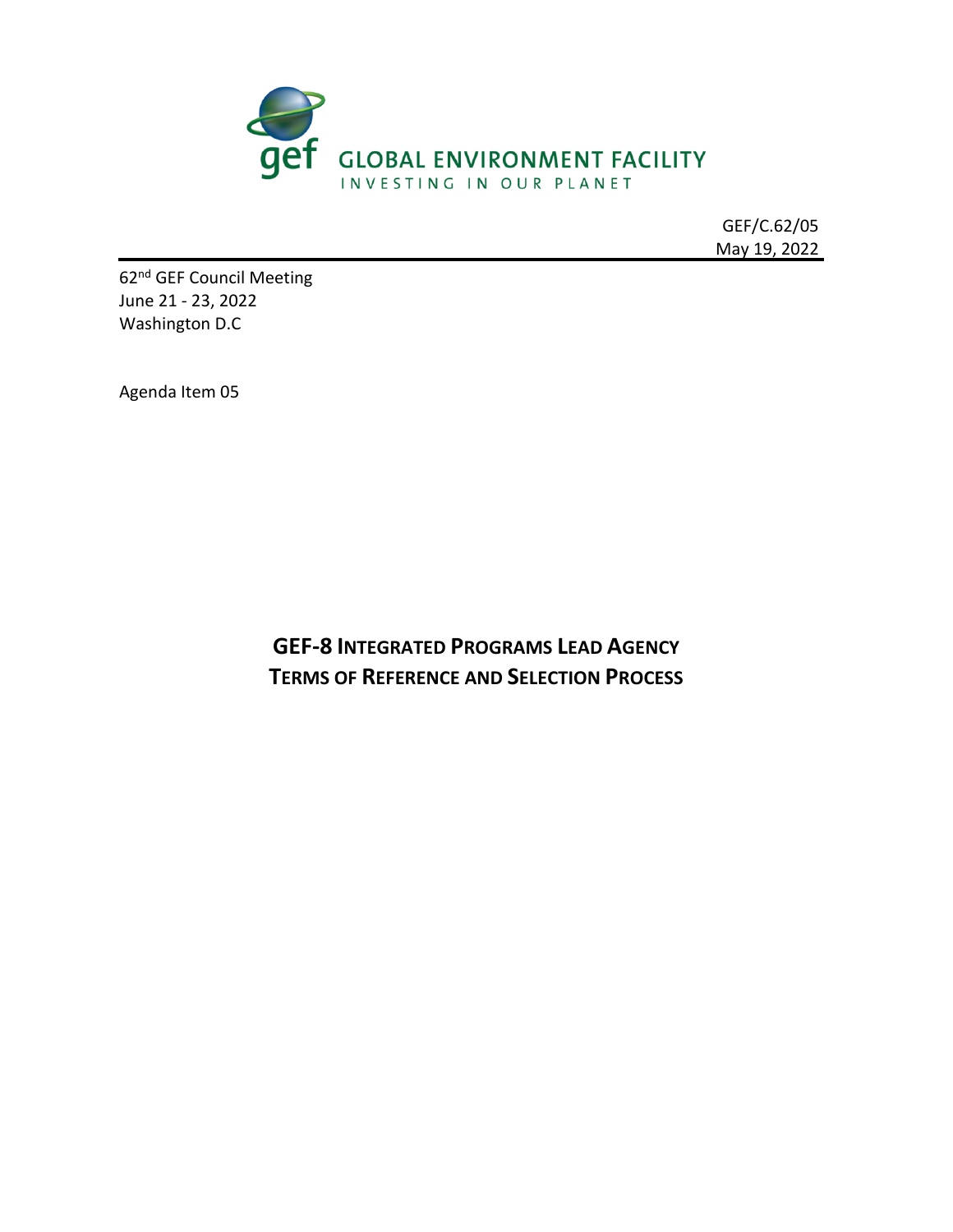GLOBAL ENVIRONMENT FACILITY

INVESTING IN OUR PLANET

GEF/C.62/05
May 19, 2022

62nd GEF Council Meeting
June 21 - 23, 2022
Washington D.C

Agenda Item 05

# GEF-8 INTEGRATED PROGRAMS LEAD AGENCY TERMS OF REFERENCE AND SELECTION PROCESS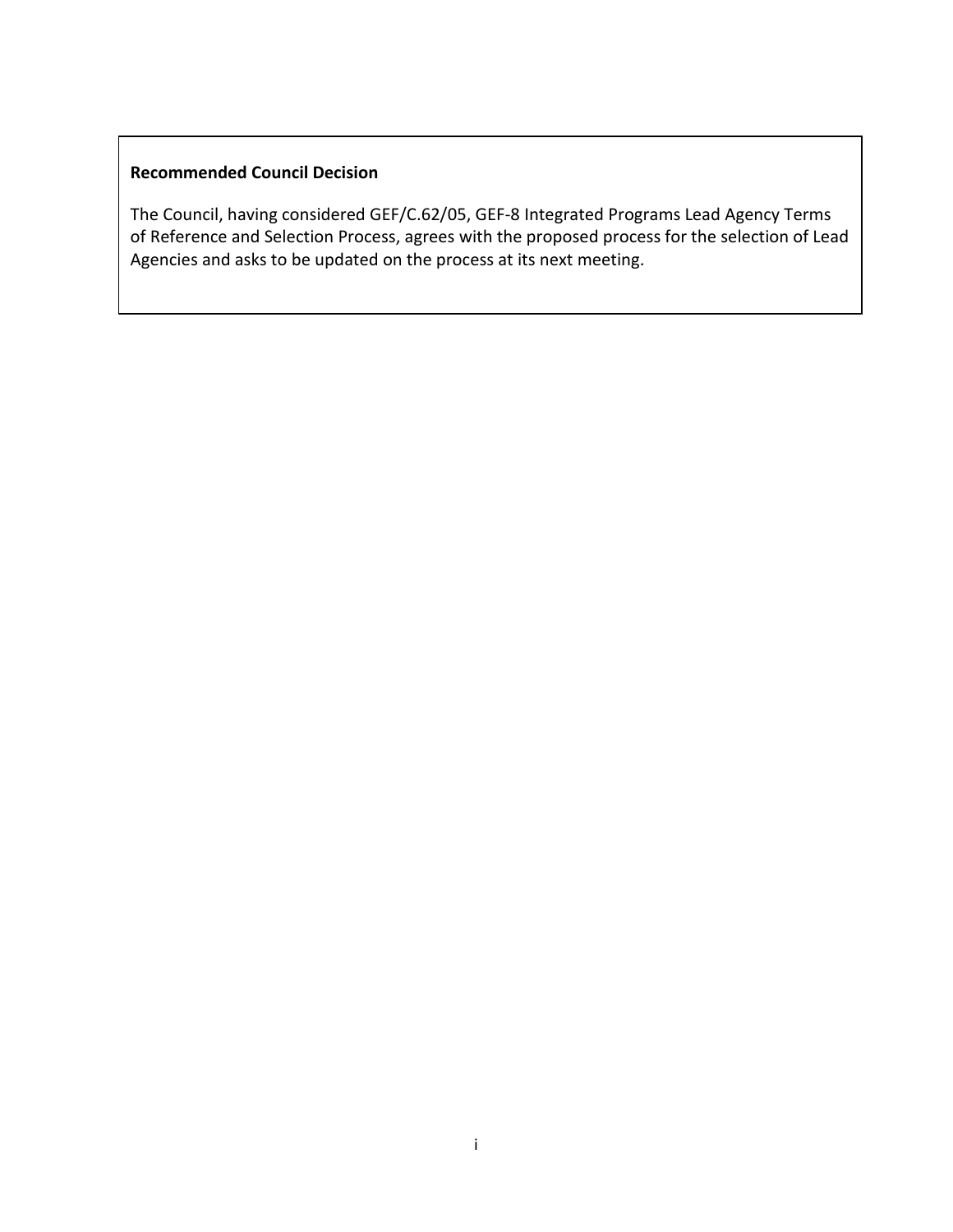**Recommended Council Decision**

The Council, having considered GEF/C.62/05, GEF-8 Integrated Programs Lead Agency Terms of Reference and Selection Process, agrees with the proposed process for the selection of Lead Agencies and asks to be updated on the process at its next meeting.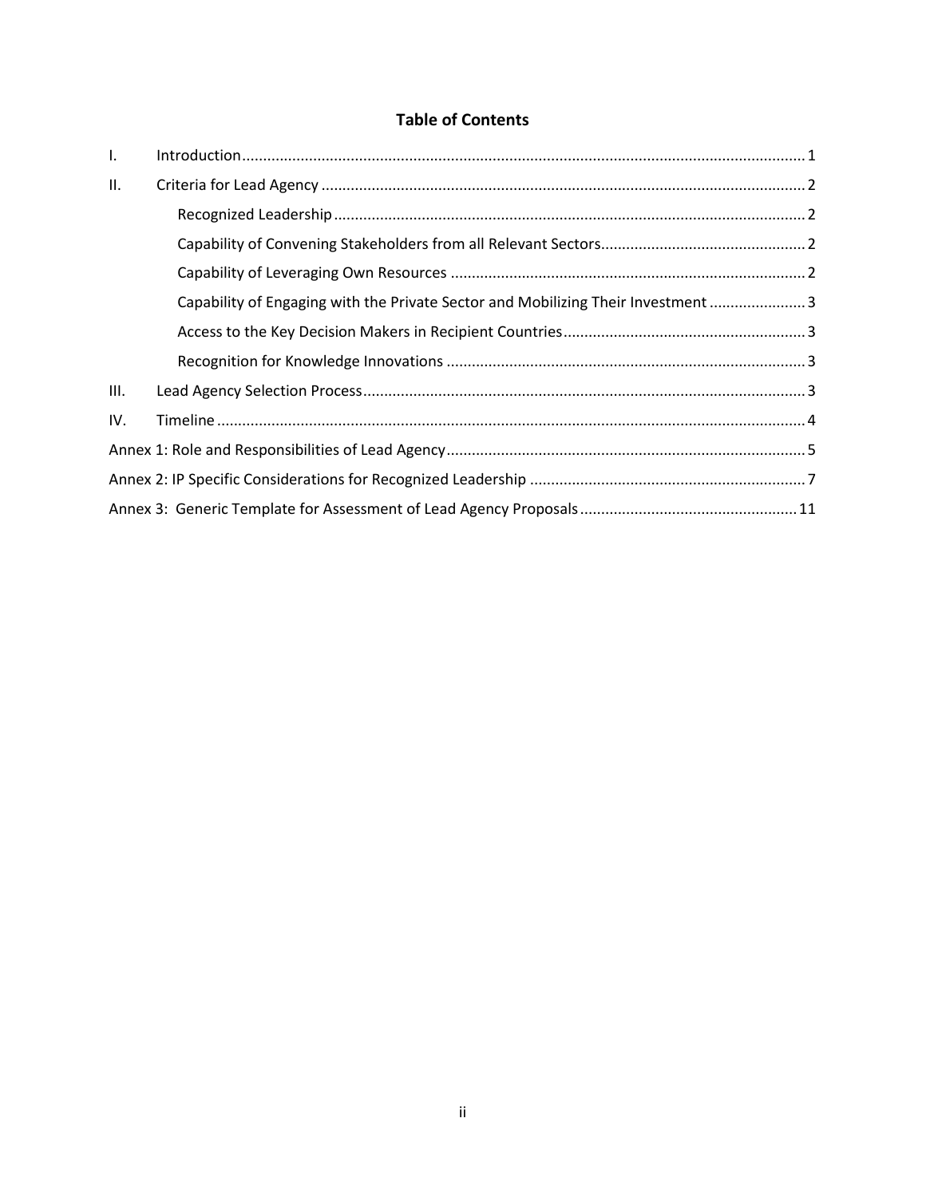# Table of Contents

I. Introduction ..... 1

II. Criteria for Lead Agency ..... 2

- Recognized Leadership ..... 2
- Capability of Convening Stakeholders from all Relevant Sectors ..... 2
- Capability of Leveraging Own Resources ..... 2
- Capability of Engaging with the Private Sector and Mobilizing Their Investment ..... 3
- Access to the Key Decision Makers in Recipient Countries ..... 3
- Recognition for Knowledge Innovations ..... 3

III. Lead Agency Selection Process ..... 3

IV. Timeline ..... 4

Annex 1: Role and Responsibilities of Lead Agency ..... 5

Annex 2: IP Specific Considerations for Recognized Leadership ..... 7

Annex 3: Generic Template for Assessment of Lead Agency Proposals ..... 11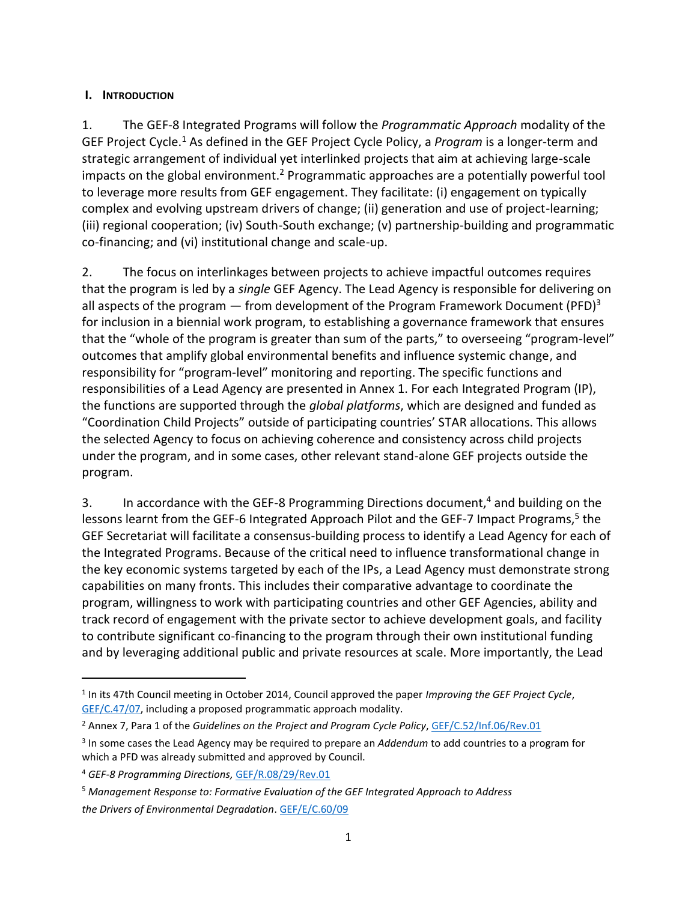## I. Introduction

1. The GEF-8 Integrated Programs will follow the *Programmatic Approach* modality of the GEF Project Cycle.[1] As defined in the GEF Project Cycle Policy, a *Program* is a longer-term and strategic arrangement of individual yet interlinked projects that aim at achieving large-scale impacts on the global environment.[2] Programmatic approaches are a potentially powerful tool to leverage more results from GEF engagement. They facilitate: (i) engagement on typically complex and evolving upstream drivers of change; (ii) generation and use of project-learning; (iii) regional cooperation; (iv) South-South exchange; (v) partnership-building and programmatic co-financing; and (vi) institutional change and scale-up.

2. The focus on interlinkages between projects to achieve impactful outcomes requires that the program is led by a *single* GEF Agency. The Lead Agency is responsible for delivering on all aspects of the program — from development of the Program Framework Document (PFD)[3] for inclusion in a biennial work program, to establishing a governance framework that ensures that the "whole of the program is greater than sum of the parts," to overseeing "program-level" outcomes that amplify global environmental benefits and influence systemic change, and responsibility for "program-level" monitoring and reporting. The specific functions and responsibilities of a Lead Agency are presented in Annex 1. For each Integrated Program (IP), the functions are supported through the *global platforms*, which are designed and funded as "Coordination Child Projects" outside of participating countries' STAR allocations. This allows the selected Agency to focus on achieving coherence and consistency across child projects under the program, and in some cases, other relevant stand-alone GEF projects outside the program.

3. In accordance with the GEF-8 Programming Directions document,[4] and building on the lessons learnt from the GEF-6 Integrated Approach Pilot and the GEF-7 Impact Programs,[5] the GEF Secretariat will facilitate a consensus-building process to identify a Lead Agency for each of the Integrated Programs. Because of the critical need to influence transformational change in the key economic systems targeted by each of the IPs, a Lead Agency must demonstrate strong capabilities on many fronts. This includes their comparative advantage to coordinate the program, willingness to work with participating countries and other GEF Agencies, ability and track record of engagement with the private sector to achieve development goals, and facility to contribute significant co-financing to the program through their own institutional funding and by leveraging additional public and private resources at scale. More importantly, the Lead

---

[1] In its 47th Council meeting in October 2014, Council approved the paper *Improving the GEF Project Cycle*, GEF/C.47/07, including a proposed programmatic approach modality.

[2] Annex 7, Para 1 of the *Guidelines on the Project and Program Cycle Policy*, GEF/C.52/Inf.06/Rev.01

[3] In some cases the Lead Agency may be required to prepare an *Addendum* to add countries to a program for which a PFD was already submitted and approved by Council.

[4] *GEF-8 Programming Directions,* GEF/R.08/29/Rev.01

[5] *Management Response to: Formative Evaluation of the GEF Integrated Approach to Address the Drivers of Environmental Degradation*. GEF/E/C.60/09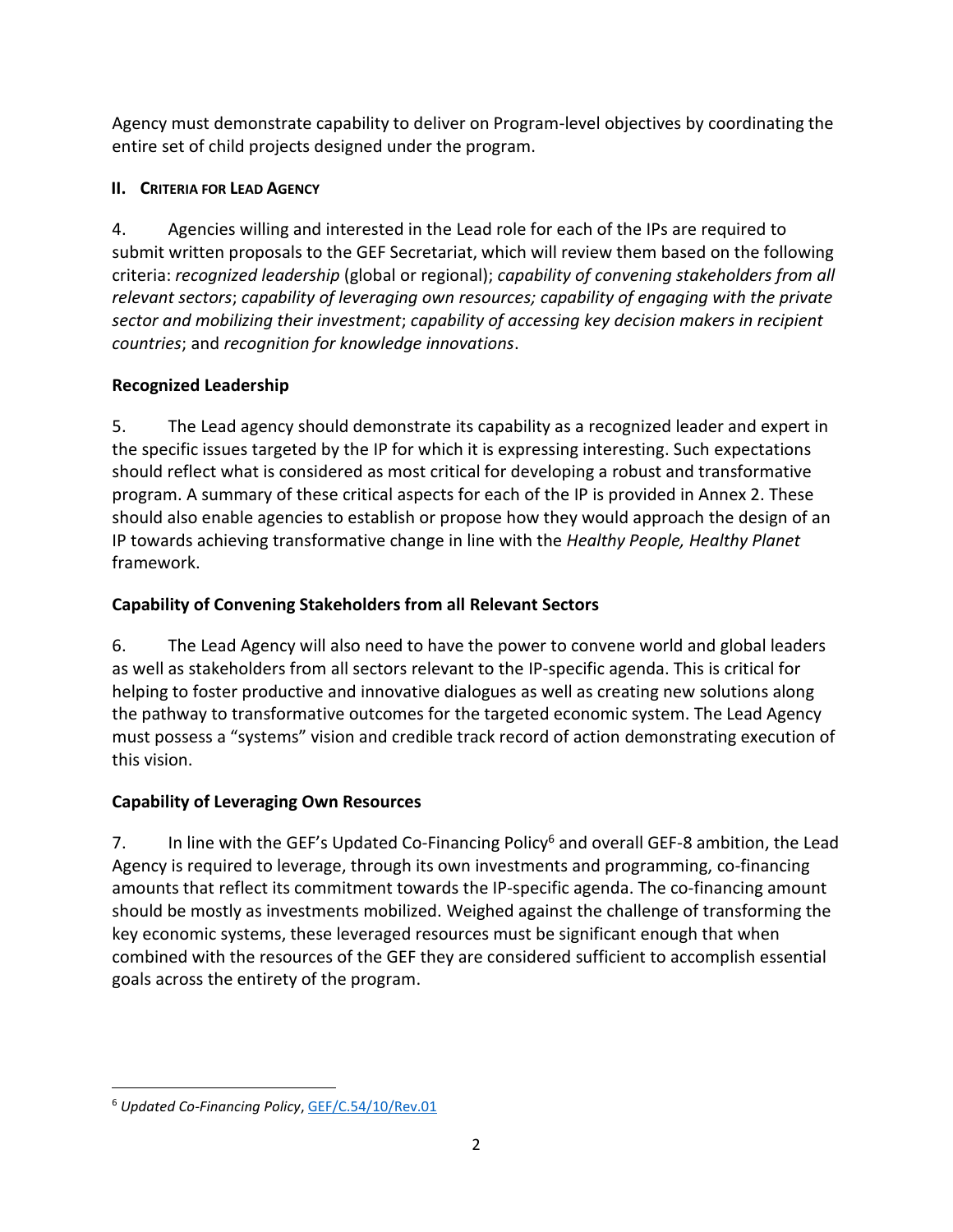Agency must demonstrate capability to deliver on Program-level objectives by coordinating the entire set of child projects designed under the program.

## II. Criteria for Lead Agency

4. Agencies willing and interested in the Lead role for each of the IPs are required to submit written proposals to the GEF Secretariat, which will review them based on the following criteria: *recognized leadership* (global or regional); *capability of convening stakeholders from all relevant sectors*; *capability of leveraging own resources; capability of engaging with the private sector and mobilizing their investment*; *capability of accessing key decision makers in recipient countries*; and *recognition for knowledge innovations*.

### Recognized Leadership

5. The Lead agency should demonstrate its capability as a recognized leader and expert in the specific issues targeted by the IP for which it is expressing interesting. Such expectations should reflect what is considered as most critical for developing a robust and transformative program. A summary of these critical aspects for each of the IP is provided in Annex 2. These should also enable agencies to establish or propose how they would approach the design of an IP towards achieving transformative change in line with the *Healthy People, Healthy Planet* framework.

### Capability of Convening Stakeholders from all Relevant Sectors

6. The Lead Agency will also need to have the power to convene world and global leaders as well as stakeholders from all sectors relevant to the IP-specific agenda. This is critical for helping to foster productive and innovative dialogues as well as creating new solutions along the pathway to transformative outcomes for the targeted economic system. The Lead Agency must possess a "systems" vision and credible track record of action demonstrating execution of this vision.

### Capability of Leveraging Own Resources

7. In line with the GEF's Updated Co-Financing Policy[6] and overall GEF-8 ambition, the Lead Agency is required to leverage, through its own investments and programming, co-financing amounts that reflect its commitment towards the IP-specific agenda. The co-financing amount should be mostly as investments mobilized. Weighed against the challenge of transforming the key economic systems, these leveraged resources must be significant enough that when combined with the resources of the GEF they are considered sufficient to accomplish essential goals across the entirety of the program.

[6] *Updated Co-Financing Policy*, GEF/C.54/10/Rev.01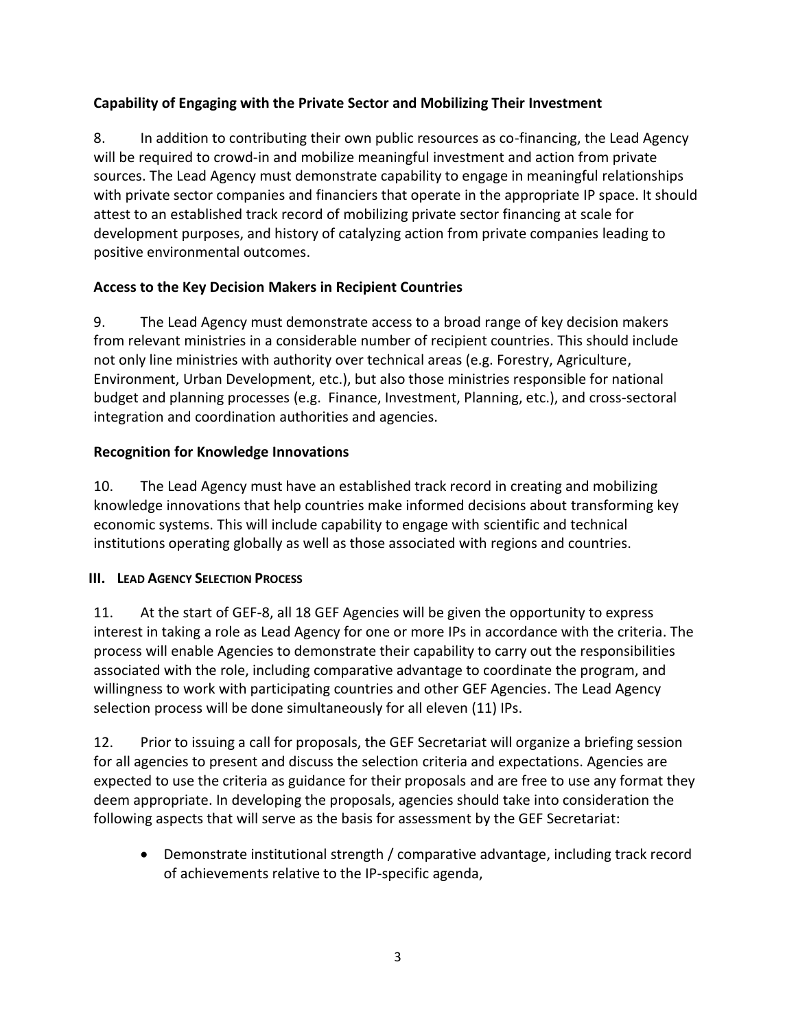**Capability of Engaging with the Private Sector and Mobilizing Their Investment**

8. In addition to contributing their own public resources as co-financing, the Lead Agency will be required to crowd-in and mobilize meaningful investment and action from private sources. The Lead Agency must demonstrate capability to engage in meaningful relationships with private sector companies and financiers that operate in the appropriate IP space. It should attest to an established track record of mobilizing private sector financing at scale for development purposes, and history of catalyzing action from private companies leading to positive environmental outcomes.

**Access to the Key Decision Makers in Recipient Countries**

9. The Lead Agency must demonstrate access to a broad range of key decision makers from relevant ministries in a considerable number of recipient countries. This should include not only line ministries with authority over technical areas (e.g. Forestry, Agriculture, Environment, Urban Development, etc.), but also those ministries responsible for national budget and planning processes (e.g. Finance, Investment, Planning, etc.), and cross-sectoral integration and coordination authorities and agencies.

**Recognition for Knowledge Innovations**

10. The Lead Agency must have an established track record in creating and mobilizing knowledge innovations that help countries make informed decisions about transforming key economic systems. This will include capability to engage with scientific and technical institutions operating globally as well as those associated with regions and countries.

## III. Lead Agency Selection Process

11. At the start of GEF-8, all 18 GEF Agencies will be given the opportunity to express interest in taking a role as Lead Agency for one or more IPs in accordance with the criteria. The process will enable Agencies to demonstrate their capability to carry out the responsibilities associated with the role, including comparative advantage to coordinate the program, and willingness to work with participating countries and other GEF Agencies. The Lead Agency selection process will be done simultaneously for all eleven (11) IPs.

12. Prior to issuing a call for proposals, the GEF Secretariat will organize a briefing session for all agencies to present and discuss the selection criteria and expectations. Agencies are expected to use the criteria as guidance for their proposals and are free to use any format they deem appropriate. In developing the proposals, agencies should take into consideration the following aspects that will serve as the basis for assessment by the GEF Secretariat:

- Demonstrate institutional strength / comparative advantage, including track record of achievements relative to the IP-specific agenda,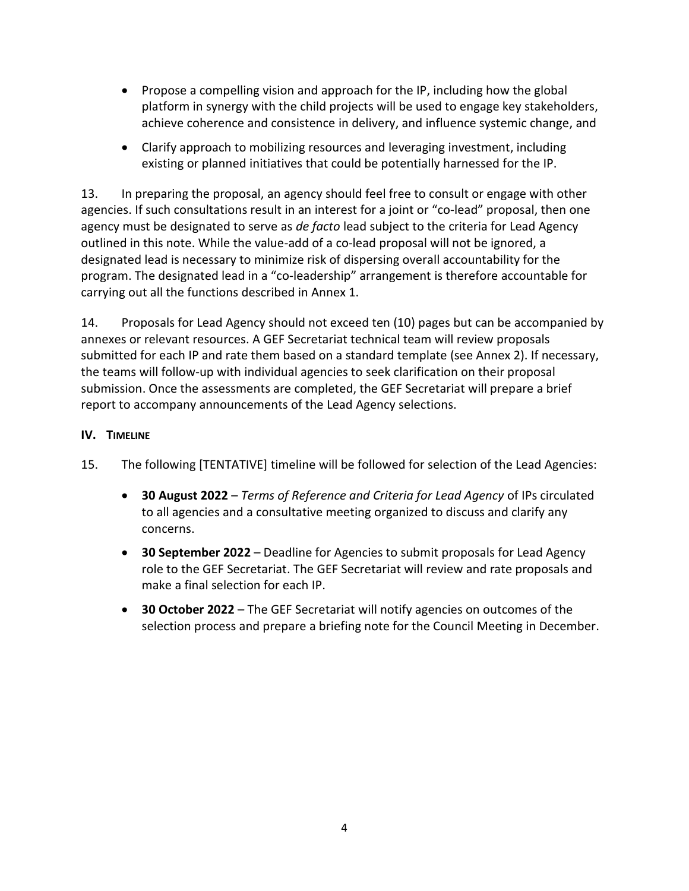- Propose a compelling vision and approach for the IP, including how the global platform in synergy with the child projects will be used to engage key stakeholders, achieve coherence and consistence in delivery, and influence systemic change, and
- Clarify approach to mobilizing resources and leveraging investment, including existing or planned initiatives that could be potentially harnessed for the IP.

13. In preparing the proposal, an agency should feel free to consult or engage with other agencies. If such consultations result in an interest for a joint or "co-lead" proposal, then one agency must be designated to serve as *de facto* lead subject to the criteria for Lead Agency outlined in this note. While the value-add of a co-lead proposal will not be ignored, a designated lead is necessary to minimize risk of dispersing overall accountability for the program. The designated lead in a "co-leadership" arrangement is therefore accountable for carrying out all the functions described in Annex 1.

14. Proposals for Lead Agency should not exceed ten (10) pages but can be accompanied by annexes or relevant resources. A GEF Secretariat technical team will review proposals submitted for each IP and rate them based on a standard template (see Annex 2). If necessary, the teams will follow-up with individual agencies to seek clarification on their proposal submission. Once the assessments are completed, the GEF Secretariat will prepare a brief report to accompany announcements of the Lead Agency selections.

## IV. TIMELINE

15. The following [TENTATIVE] timeline will be followed for selection of the Lead Agencies:

- **30 August 2022** – *Terms of Reference and Criteria for Lead Agency* of IPs circulated to all agencies and a consultative meeting organized to discuss and clarify any concerns.
- **30 September 2022** – Deadline for Agencies to submit proposals for Lead Agency role to the GEF Secretariat. The GEF Secretariat will review and rate proposals and make a final selection for each IP.
- **30 October 2022** – The GEF Secretariat will notify agencies on outcomes of the selection process and prepare a briefing note for the Council Meeting in December.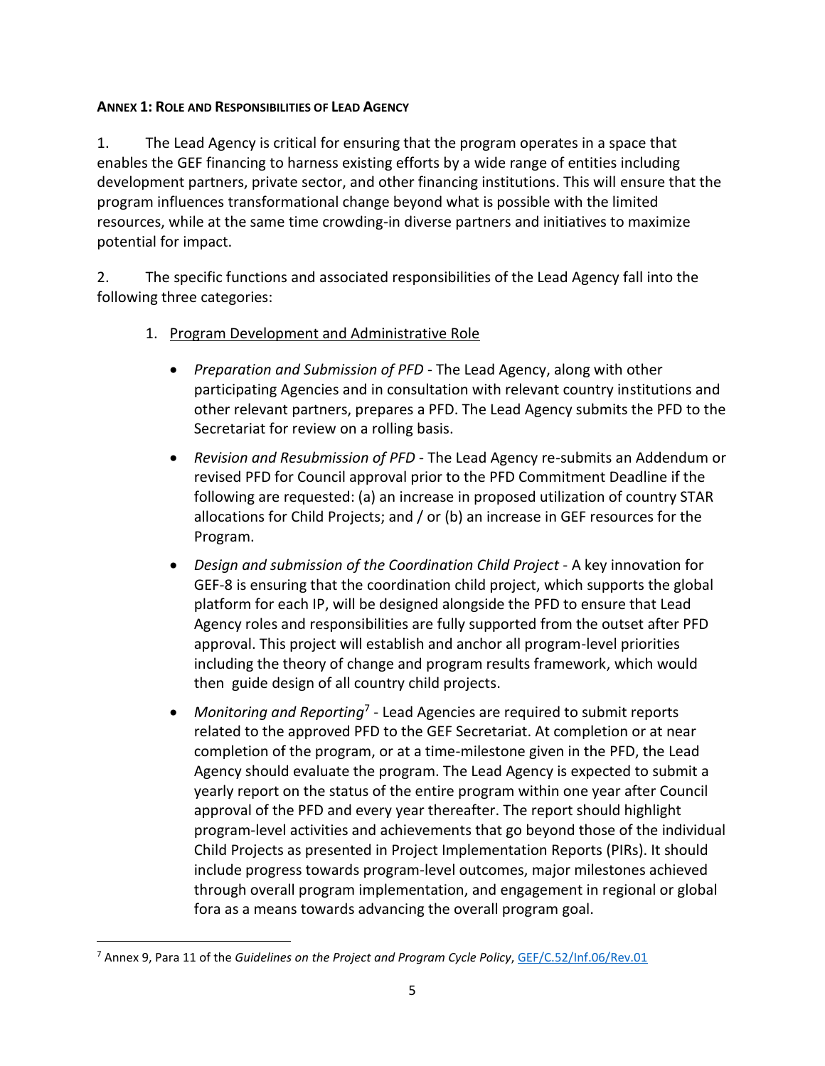## **ANNEX 1: ROLE AND RESPONSIBILITIES OF LEAD AGENCY**

1. The Lead Agency is critical for ensuring that the program operates in a space that enables the GEF financing to harness existing efforts by a wide range of entities including development partners, private sector, and other financing institutions. This will ensure that the program influences transformational change beyond what is possible with the limited resources, while at the same time crowding-in diverse partners and initiatives to maximize potential for impact.

2. The specific functions and associated responsibilities of the Lead Agency fall into the following three categories:

   1. <u>Program Development and Administrative Role</u>

      - *Preparation and Submission of PFD* - The Lead Agency, along with other participating Agencies and in consultation with relevant country institutions and other relevant partners, prepares a PFD. The Lead Agency submits the PFD to the Secretariat for review on a rolling basis.
      - *Revision and Resubmission of PFD* - The Lead Agency re-submits an Addendum or revised PFD for Council approval prior to the PFD Commitment Deadline if the following are requested: (a) an increase in proposed utilization of country STAR allocations for Child Projects; and / or (b) an increase in GEF resources for the Program.
      - *Design and submission of the Coordination Child Project* - A key innovation for GEF-8 is ensuring that the coordination child project, which supports the global platform for each IP, will be designed alongside the PFD to ensure that Lead Agency roles and responsibilities are fully supported from the outset after PFD approval. This project will establish and anchor all program-level priorities including the theory of change and program results framework, which would then guide design of all country child projects.
      - *Monitoring and Reporting*[7] - Lead Agencies are required to submit reports related to the approved PFD to the GEF Secretariat. At completion or at near completion of the program, or at a time-milestone given in the PFD, the Lead Agency should evaluate the program. The Lead Agency is expected to submit a yearly report on the status of the entire program within one year after Council approval of the PFD and every year thereafter. The report should highlight program-level activities and achievements that go beyond those of the individual Child Projects as presented in Project Implementation Reports (PIRs). It should include progress towards program-level outcomes, major milestones achieved through overall program implementation, and engagement in regional or global fora as a means towards advancing the overall program goal.

---

[7] Annex 9, Para 11 of the *Guidelines on the Project and Program Cycle Policy*, GEF/C.52/Inf.06/Rev.01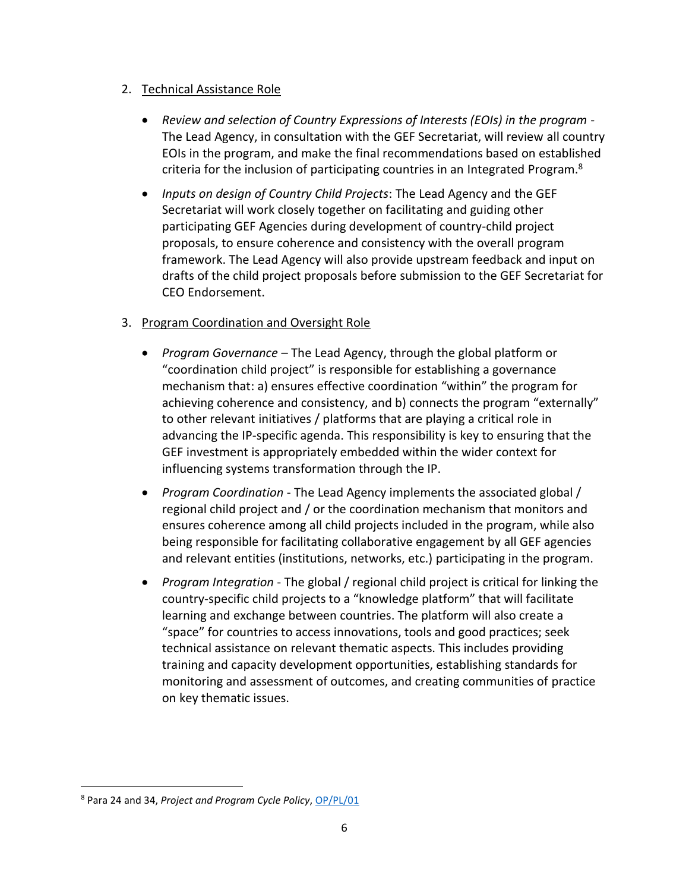2. Technical Assistance Role

    - *Review and selection of Country Expressions of Interests (EOIs) in the program* - The Lead Agency, in consultation with the GEF Secretariat, will review all country EOIs in the program, and make the final recommendations based on established criteria for the inclusion of participating countries in an Integrated Program.[8]

    - *Inputs on design of Country Child Projects*: The Lead Agency and the GEF Secretariat will work closely together on facilitating and guiding other participating GEF Agencies during development of country-child project proposals, to ensure coherence and consistency with the overall program framework. The Lead Agency will also provide upstream feedback and input on drafts of the child project proposals before submission to the GEF Secretariat for CEO Endorsement.

3. Program Coordination and Oversight Role

    - *Program Governance* – The Lead Agency, through the global platform or "coordination child project" is responsible for establishing a governance mechanism that: a) ensures effective coordination "within" the program for achieving coherence and consistency, and b) connects the program "externally" to other relevant initiatives / platforms that are playing a critical role in advancing the IP-specific agenda. This responsibility is key to ensuring that the GEF investment is appropriately embedded within the wider context for influencing systems transformation through the IP.

    - *Program Coordination* - The Lead Agency implements the associated global / regional child project and / or the coordination mechanism that monitors and ensures coherence among all child projects included in the program, while also being responsible for facilitating collaborative engagement by all GEF agencies and relevant entities (institutions, networks, etc.) participating in the program.

    - *Program Integration* - The global / regional child project is critical for linking the country-specific child projects to a "knowledge platform" that will facilitate learning and exchange between countries. The platform will also create a "space" for countries to access innovations, tools and good practices; seek technical assistance on relevant thematic aspects. This includes providing training and capacity development opportunities, establishing standards for monitoring and assessment of outcomes, and creating communities of practice on key thematic issues.

[8] Para 24 and 34, *Project and Program Cycle Policy*, OP/PL/01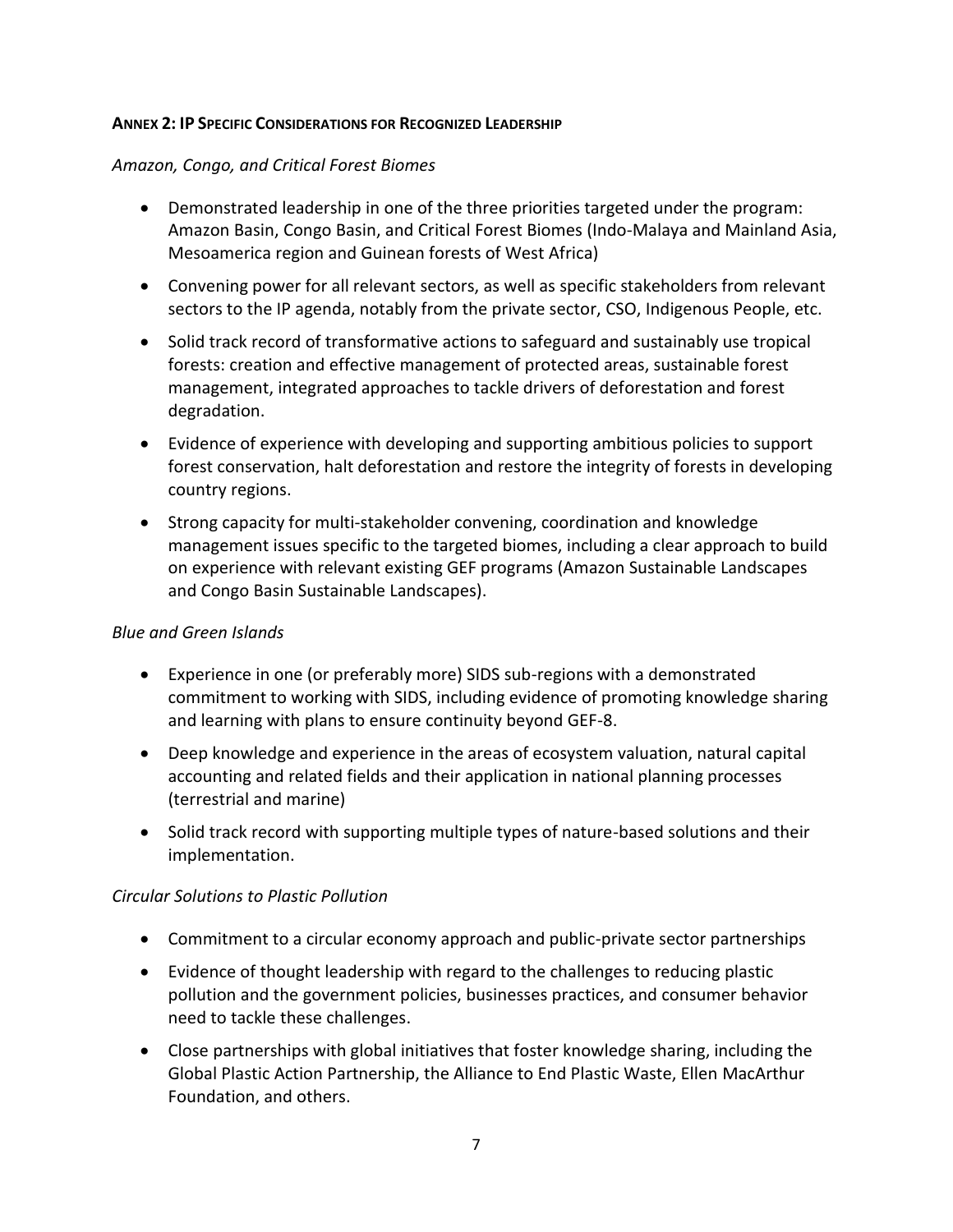## ANNEX 2: IP SPECIFIC CONSIDERATIONS FOR RECOGNIZED LEADERSHIP

*Amazon, Congo, and Critical Forest Biomes*

- Demonstrated leadership in one of the three priorities targeted under the program: Amazon Basin, Congo Basin, and Critical Forest Biomes (Indo-Malaya and Mainland Asia, Mesoamerica region and Guinean forests of West Africa)
- Convening power for all relevant sectors, as well as specific stakeholders from relevant sectors to the IP agenda, notably from the private sector, CSO, Indigenous People, etc.
- Solid track record of transformative actions to safeguard and sustainably use tropical forests: creation and effective management of protected areas, sustainable forest management, integrated approaches to tackle drivers of deforestation and forest degradation.
- Evidence of experience with developing and supporting ambitious policies to support forest conservation, halt deforestation and restore the integrity of forests in developing country regions.
- Strong capacity for multi-stakeholder convening, coordination and knowledge management issues specific to the targeted biomes, including a clear approach to build on experience with relevant existing GEF programs (Amazon Sustainable Landscapes and Congo Basin Sustainable Landscapes).

*Blue and Green Islands*

- Experience in one (or preferably more) SIDS sub-regions with a demonstrated commitment to working with SIDS, including evidence of promoting knowledge sharing and learning with plans to ensure continuity beyond GEF-8.
- Deep knowledge and experience in the areas of ecosystem valuation, natural capital accounting and related fields and their application in national planning processes (terrestrial and marine)
- Solid track record with supporting multiple types of nature-based solutions and their implementation.

*Circular Solutions to Plastic Pollution*

- Commitment to a circular economy approach and public-private sector partnerships
- Evidence of thought leadership with regard to the challenges to reducing plastic pollution and the government policies, businesses practices, and consumer behavior need to tackle these challenges.
- Close partnerships with global initiatives that foster knowledge sharing, including the Global Plastic Action Partnership, the Alliance to End Plastic Waste, Ellen MacArthur Foundation, and others.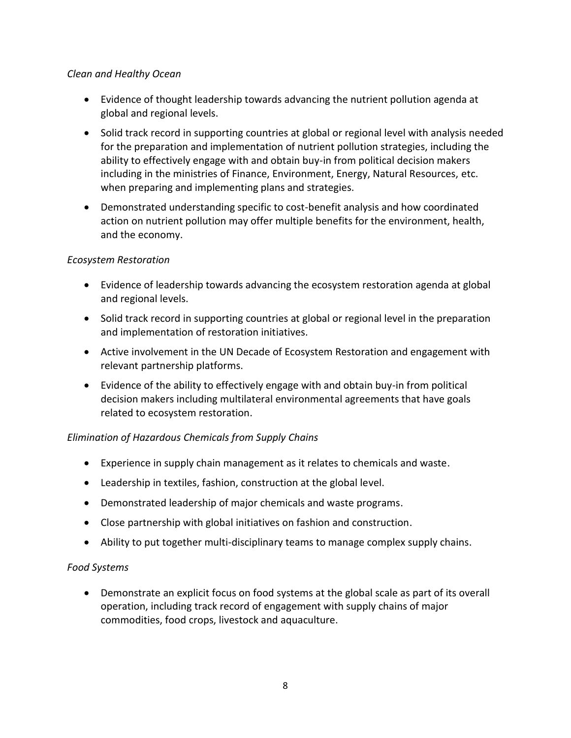*Clean and Healthy Ocean*

- Evidence of thought leadership towards advancing the nutrient pollution agenda at global and regional levels.
- Solid track record in supporting countries at global or regional level with analysis needed for the preparation and implementation of nutrient pollution strategies, including the ability to effectively engage with and obtain buy-in from political decision makers including in the ministries of Finance, Environment, Energy, Natural Resources, etc. when preparing and implementing plans and strategies.
- Demonstrated understanding specific to cost-benefit analysis and how coordinated action on nutrient pollution may offer multiple benefits for the environment, health, and the economy.

*Ecosystem Restoration*

- Evidence of leadership towards advancing the ecosystem restoration agenda at global and regional levels.
- Solid track record in supporting countries at global or regional level in the preparation and implementation of restoration initiatives.
- Active involvement in the UN Decade of Ecosystem Restoration and engagement with relevant partnership platforms.
- Evidence of the ability to effectively engage with and obtain buy-in from political decision makers including multilateral environmental agreements that have goals related to ecosystem restoration.

*Elimination of Hazardous Chemicals from Supply Chains*

- Experience in supply chain management as it relates to chemicals and waste.
- Leadership in textiles, fashion, construction at the global level.
- Demonstrated leadership of major chemicals and waste programs.
- Close partnership with global initiatives on fashion and construction.
- Ability to put together multi-disciplinary teams to manage complex supply chains.

*Food Systems*

- Demonstrate an explicit focus on food systems at the global scale as part of its overall operation, including track record of engagement with supply chains of major commodities, food crops, livestock and aquaculture.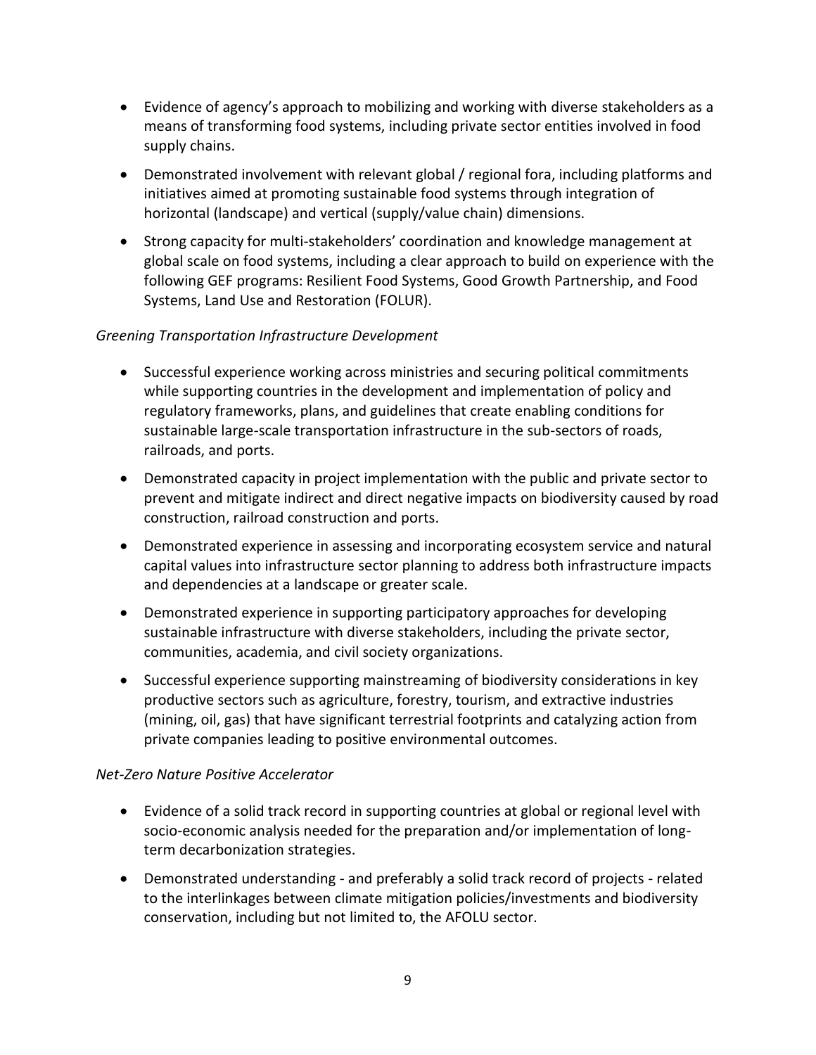- Evidence of agency's approach to mobilizing and working with diverse stakeholders as a means of transforming food systems, including private sector entities involved in food supply chains.
- Demonstrated involvement with relevant global / regional fora, including platforms and initiatives aimed at promoting sustainable food systems through integration of horizontal (landscape) and vertical (supply/value chain) dimensions.
- Strong capacity for multi-stakeholders' coordination and knowledge management at global scale on food systems, including a clear approach to build on experience with the following GEF programs: Resilient Food Systems, Good Growth Partnership, and Food Systems, Land Use and Restoration (FOLUR).

*Greening Transportation Infrastructure Development*

- Successful experience working across ministries and securing political commitments while supporting countries in the development and implementation of policy and regulatory frameworks, plans, and guidelines that create enabling conditions for sustainable large-scale transportation infrastructure in the sub-sectors of roads, railroads, and ports.
- Demonstrated capacity in project implementation with the public and private sector to prevent and mitigate indirect and direct negative impacts on biodiversity caused by road construction, railroad construction and ports.
- Demonstrated experience in assessing and incorporating ecosystem service and natural capital values into infrastructure sector planning to address both infrastructure impacts and dependencies at a landscape or greater scale.
- Demonstrated experience in supporting participatory approaches for developing sustainable infrastructure with diverse stakeholders, including the private sector, communities, academia, and civil society organizations.
- Successful experience supporting mainstreaming of biodiversity considerations in key productive sectors such as agriculture, forestry, tourism, and extractive industries (mining, oil, gas) that have significant terrestrial footprints and catalyzing action from private companies leading to positive environmental outcomes.

*Net-Zero Nature Positive Accelerator*

- Evidence of a solid track record in supporting countries at global or regional level with socio-economic analysis needed for the preparation and/or implementation of long-term decarbonization strategies.
- Demonstrated understanding - and preferably a solid track record of projects - related to the interlinkages between climate mitigation policies/investments and biodiversity conservation, including but not limited to, the AFOLU sector.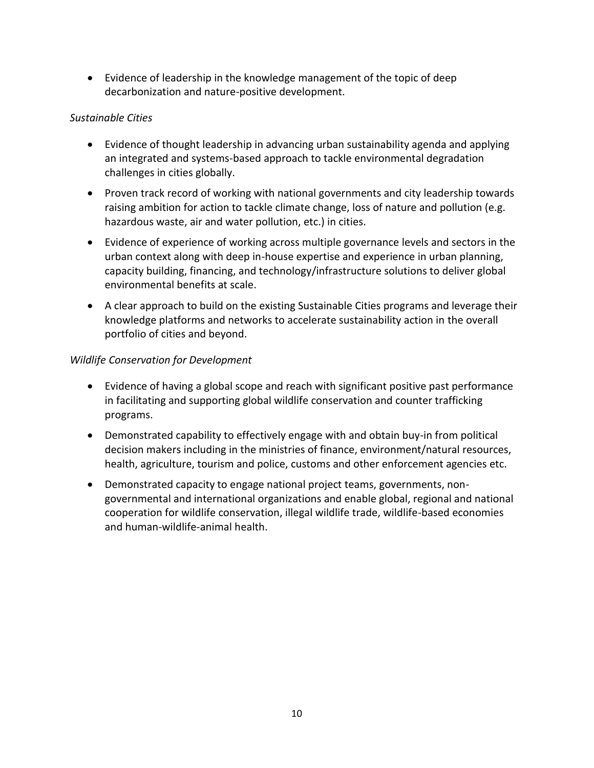- Evidence of leadership in the knowledge management of the topic of deep decarbonization and nature-positive development.

*Sustainable Cities*

- Evidence of thought leadership in advancing urban sustainability agenda and applying an integrated and systems-based approach to tackle environmental degradation challenges in cities globally.
- Proven track record of working with national governments and city leadership towards raising ambition for action to tackle climate change, loss of nature and pollution (e.g. hazardous waste, air and water pollution, etc.) in cities.
- Evidence of experience of working across multiple governance levels and sectors in the urban context along with deep in-house expertise and experience in urban planning, capacity building, financing, and technology/infrastructure solutions to deliver global environmental benefits at scale.
- A clear approach to build on the existing Sustainable Cities programs and leverage their knowledge platforms and networks to accelerate sustainability action in the overall portfolio of cities and beyond.

*Wildlife Conservation for Development*

- Evidence of having a global scope and reach with significant positive past performance in facilitating and supporting global wildlife conservation and counter trafficking programs.
- Demonstrated capability to effectively engage with and obtain buy-in from political decision makers including in the ministries of finance, environment/natural resources, health, agriculture, tourism and police, customs and other enforcement agencies etc.
- Demonstrated capacity to engage national project teams, governments, non-governmental and international organizations and enable global, regional and national cooperation for wildlife conservation, illegal wildlife trade, wildlife-based economies and human-wildlife-animal health.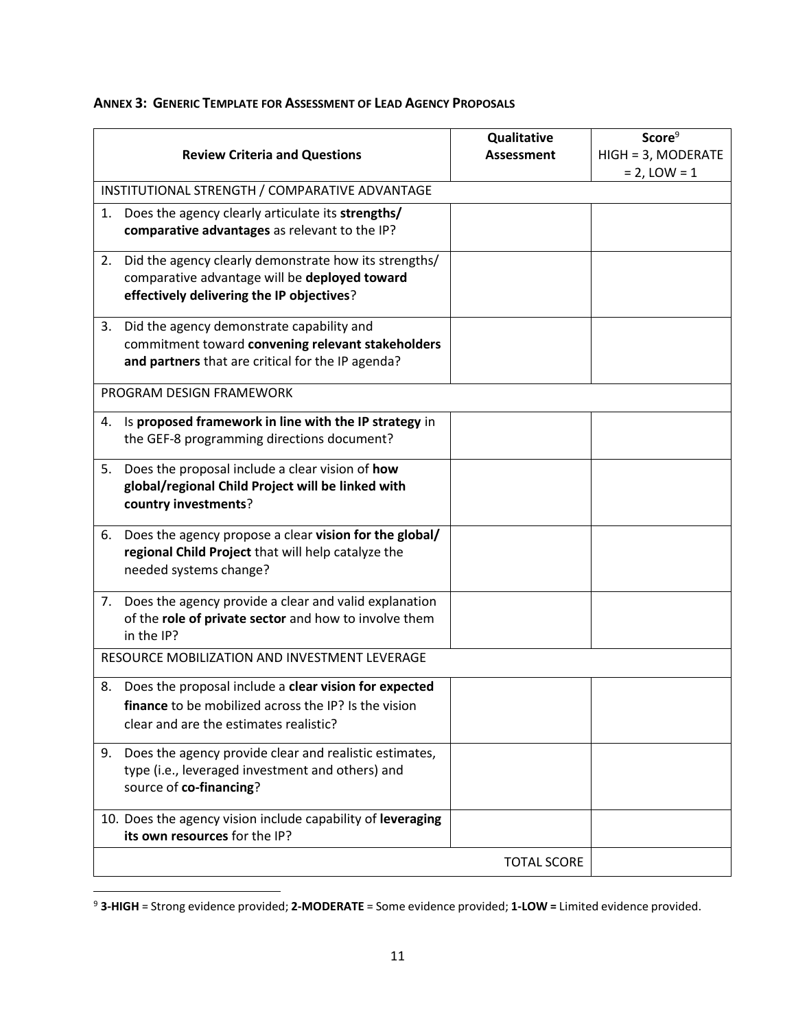### ANNEX 3: GENERIC TEMPLATE FOR ASSESSMENT OF LEAD AGENCY PROPOSALS

| Review Criteria and Questions | Qualitative Assessment | Score[9] HIGH = 3, MODERATE = 2, LOW = 1 |
|---|---|---|
| INSTITUTIONAL STRENGTH / COMPARATIVE ADVANTAGE | | |
| 1. Does the agency clearly articulate its **strengths/ comparative advantages** as relevant to the IP? | | |
| 2. Did the agency clearly demonstrate how its strengths/ comparative advantage will be **deployed toward effectively delivering the IP objectives**? | | |
| 3. Did the agency demonstrate capability and commitment toward **convening relevant stakeholders and partners** that are critical for the IP agenda? | | |
| PROGRAM DESIGN FRAMEWORK | | |
| 4. Is **proposed framework in line with the IP strategy** in the GEF-8 programming directions document? | | |
| 5. Does the proposal include a clear vision of **how global/regional Child Project will be linked with country investments**? | | |
| 6. Does the agency propose a clear **vision for the global/ regional Child Project** that will help catalyze the needed systems change? | | |
| 7. Does the agency provide a clear and valid explanation of the **role of private sector** and how to involve them in the IP? | | |
| RESOURCE MOBILIZATION AND INVESTMENT LEVERAGE | | |
| 8. Does the proposal include a **clear vision for expected finance** to be mobilized across the IP? Is the vision clear and are the estimates realistic? | | |
| 9. Does the agency provide clear and realistic estimates, type (i.e., leveraged investment and others) and source of **co-financing**? | | |
| 10. Does the agency vision include capability of **leveraging its own resources** for the IP? | | |
| | TOTAL SCORE | |

[9] **3-HIGH** = Strong evidence provided; **2-MODERATE** = Some evidence provided; **1-LOW =** Limited evidence provided.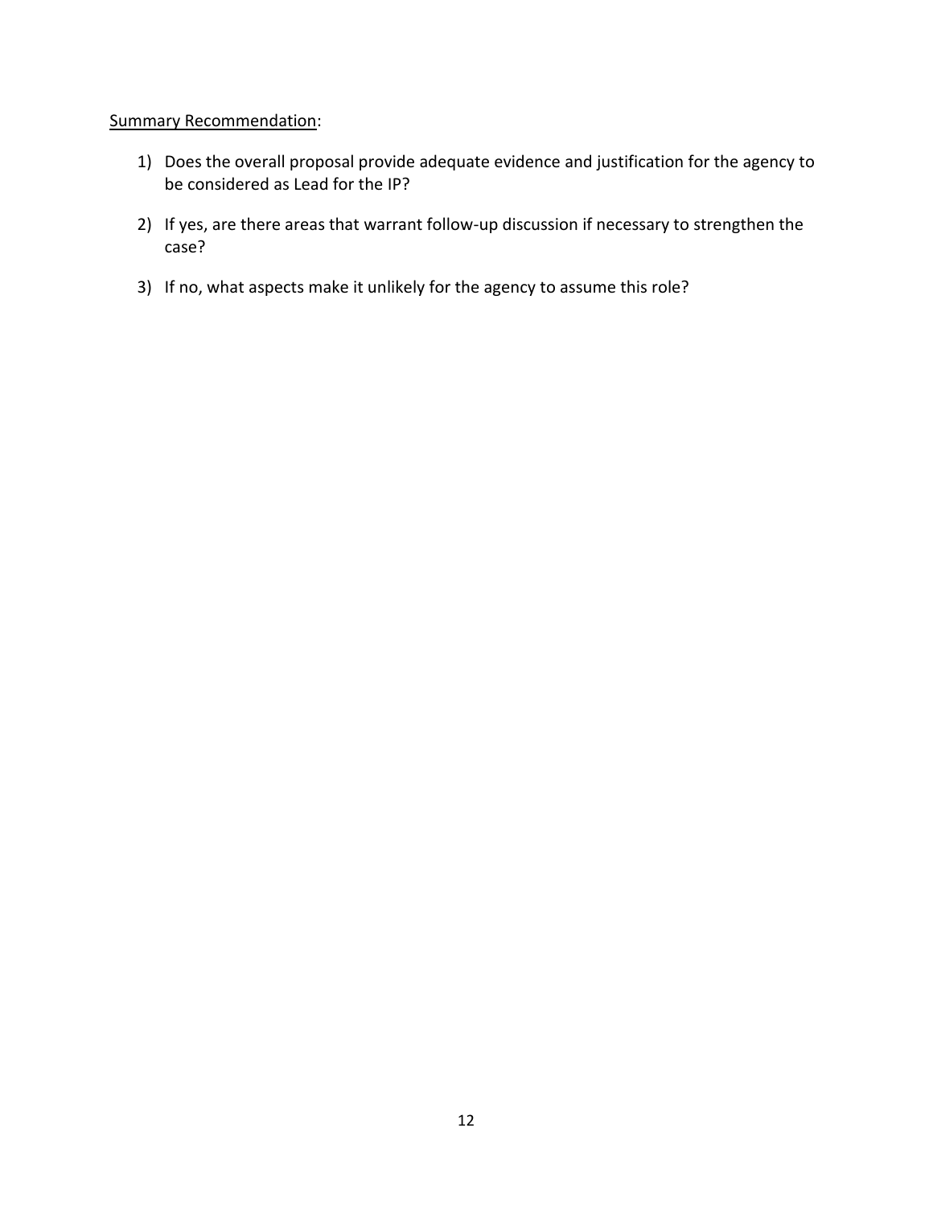<u>Summary Recommendation</u>:

1) Does the overall proposal provide adequate evidence and justification for the agency to be considered as Lead for the IP?

2) If yes, are there areas that warrant follow-up discussion if necessary to strengthen the case?

3) If no, what aspects make it unlikely for the agency to assume this role?